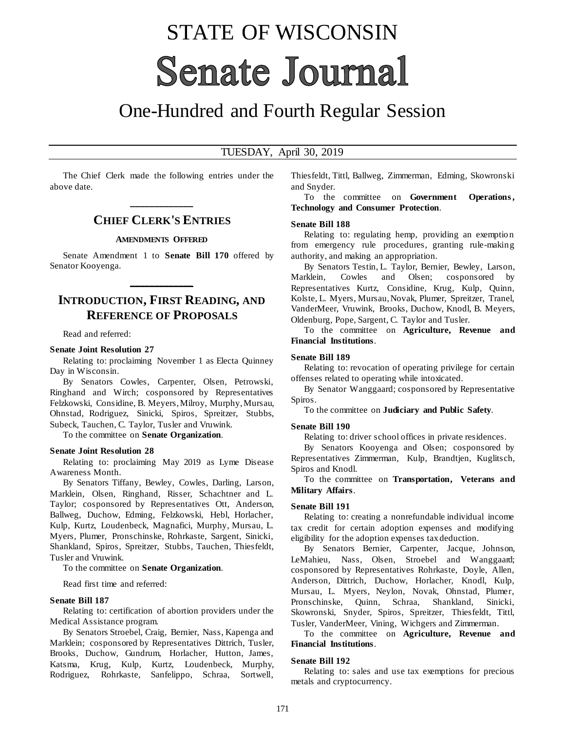# STATE OF WISCONSIN

# Senate Journal

## One-Hundred and Fourth Regular Session

TUESDAY, April 30, 2019

The Chief Clerk made the following entries under the above date.

## CHIEF CLERK'S ENTRIES

### AMENDMENTS OFFERED

Senate Amendment 1 to **Senate Bill 170** offered by Senator Kooyenga.

## INTRODUCTION, FIRST READING, AND REFERENCE OF PROPOSALS

Read and referred:

**Senate Joint Resolution 27**

Relating to: proclaiming November 1 as Electa Quinney Day in Wisconsin.

By Senators Cowles, Carpenter, Olsen, Petrowski, Ringhand and Wirch; cosponsored by Representatives Felzkowski, Considine, B. Meyers, Milroy, Murphy, Mursau, Ohnstad, Rodriguez, Sinicki, Spiros, Spreitzer, Stubbs, Subeck, Tauchen, C. Taylor, Tusler and Vruwink.

To the committee on **Senate Organization**.

**Senate Joint Resolution 28**

Relating to: proclaiming May 2019 as Lyme Disease Awareness Month.

By Senators Tiffany, Bewley, Cowles, Darling, Larson, Marklein, Olsen, Ringhand, Risser, Schachtner and L. Taylor; cosponsored by Representatives Ott, Anderson, Ballweg, Duchow, Edming, Felzkowski, Hebl, Horlacher, Kulp, Kurtz, Loudenbeck, Magnafici, Murphy, Mursau, L. Myers, Plumer, Pronschinske, Rohrkaste, Sargent, Sinicki, Shankland, Spiros, Spreitzer, Stubbs, Tauchen, Thiesfeldt, Tusler and Vruwink.

To the committee on **Senate Organization**.

Read first time and referred:

**Senate Bill 187**

Relating to: certification of abortion providers under the Medical Assistance program.

By Senators Stroebel, Craig, Bernier, Nass, Kapenga and Marklein; cosponsored by Representatives Dittrich, Tusler, Brooks, Duchow, Gundrum, Horlacher, Hutton, James, Katsma, Krug, Kulp, Kurtz, Loudenbeck, Murphy, Rodriguez, Rohrkaste, Sanfelippo, Schraa, Sortwell, Thiesfeldt, Tittl, Ballweg, Zimmerman, Edming, Skowronski and Snyder.

To the committee on **Government Operations, Technology and Consumer Protection**.

**Senate Bill 188**

Relating to: regulating hemp, providing an exemption from emergency rule procedures, granting rule-making authority, and making an appropriation.

By Senators Testin, L. Taylor, Bernier, Bewley, Larson, Marklein, Cowles and Olsen; cosponsored by Representatives Kurtz, Considine, Krug, Kulp, Quinn, Kolste, L. Myers, Mursau, Novak, Plumer, Spreitzer, Tranel, VanderMeer, Vruwink, Brooks, Duchow, Knodl, B. Meyers, Oldenburg, Pope, Sargent, C. Taylor and Tusler.

To the committee on **Agriculture, Revenue and Financial Institutions**.

**Senate Bill 189**

Relating to: revocation of operating privilege for certain offenses related to operating while intoxicated.

By Senator Wanggaard; cosponsored by Representative Spiros.

To the committee on **Judiciary and Public Safety**.

**Senate Bill 190**

Relating to: driver school offices in private residences.

By Senators Kooyenga and Olsen; cosponsored by Representatives Zimmerman, Kulp, Brandtjen, Kuglitsch, Spiros and Knodl.

To the committee on **Transportation, Veterans and Military Affairs**.

**Senate Bill 191**

Relating to: creating a nonrefundable individual income tax credit for certain adoption expenses and modifying eligibility for the adoption expenses tax deduction.

By Senators Bernier, Carpenter, Jacque, Johnson, LeMahieu, Nass, Olsen, Stroebel and Wanggaard; cosponsored by Representatives Rohrkaste, Doyle, Allen, Anderson, Dittrich, Duchow, Horlacher, Knodl, Kulp, Mursau, L. Myers, Neylon, Novak, Ohnstad, Plumer, Pronschinske, Quinn, Schraa, Shankland, Sinicki, Skowronski, Snyder, Spiros, Spreitzer, Thiesfeldt, Tittl, Tusler, VanderMeer, Vining, Wichgers and Zimmerman.

To the committee on **Agriculture, Revenue and Financial Institutions**.

**Senate Bill 192**

Relating to: sales and use tax exemptions for precious metals and cryptocurrency.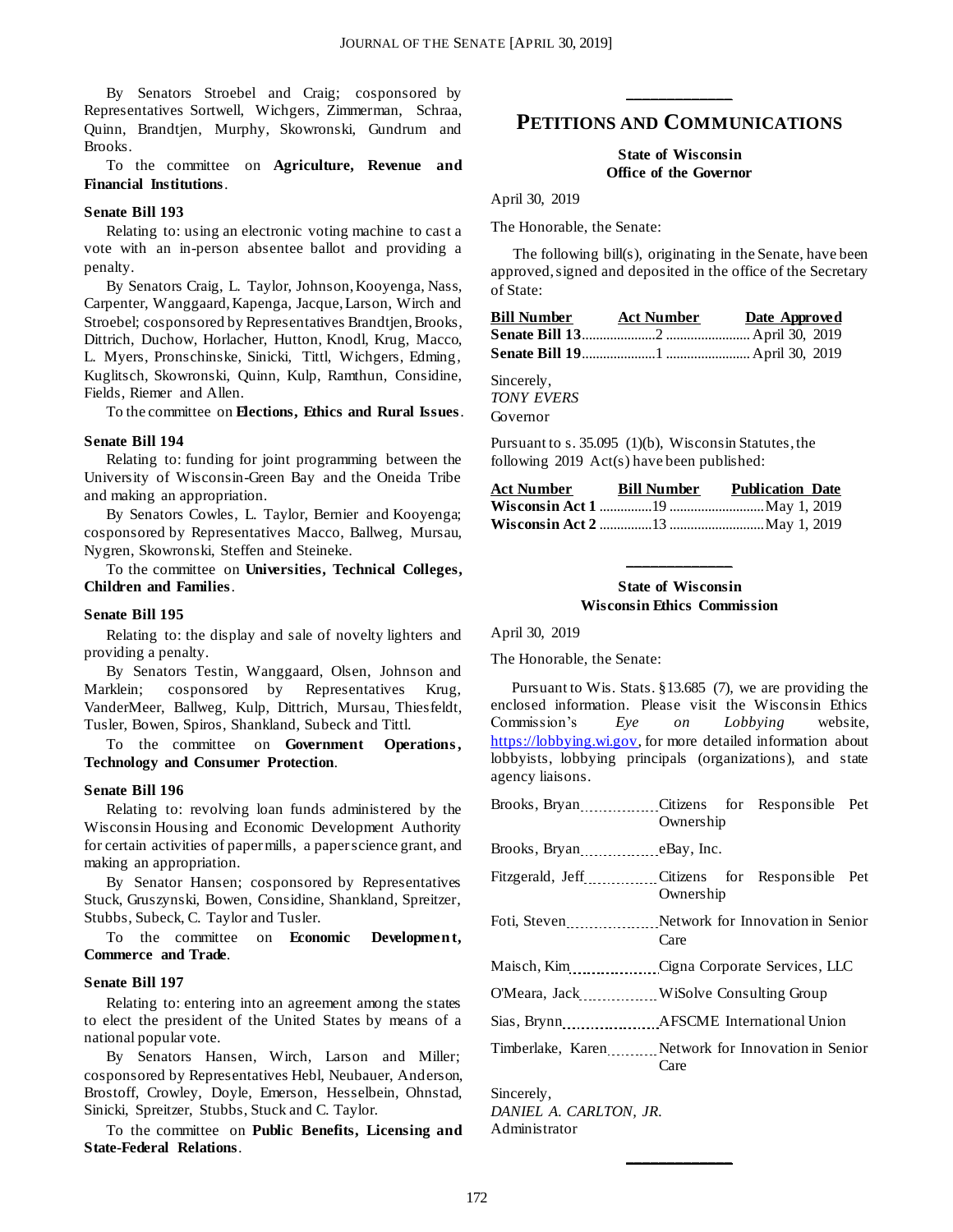By Senators Stroebel and Craig; cosponsored by Representatives Sortwell, Wichgers, Zimmerman, Schraa, Quinn, Brandtjen, Murphy, Skowronski, Gundrum and Brooks.

To the committee on **Agriculture, Revenue and Financial Institutions**.

**Senate Bill 193**

Relating to: using an electronic voting machine to cast a vote with an in-person absentee ballot and providing a penalty.

By Senators Craig, L. Taylor, Johnson, Kooyenga, Nass, Carpenter, Wanggaard, Kapenga, Jacque, Larson, Wirch and Stroebel; cosponsored by Representatives Brandtjen, Brooks, Dittrich, Duchow, Horlacher, Hutton, Knodl, Krug, Macco, L. Myers, Pronschinske, Sinicki, Tittl, Wichgers, Edming, Kuglitsch, Skowronski, Quinn, Kulp, Ramthun, Considine, Fields, Riemer and Allen.

To the committee on **Elections, Ethics and Rural Issues**.

**Senate Bill 194**

Relating to: funding for joint programming between the University of Wisconsin-Green Bay and the Oneida Tribe and making an appropriation.

By Senators Cowles, L. Taylor, Bernier and Kooyenga; cosponsored by Representatives Macco, Ballweg, Mursau, Nygren, Skowronski, Steffen and Steineke.

To the committee on **Universities, Technical Colleges, Children and Families**.

**Senate Bill 195**

Relating to: the display and sale of novelty lighters and providing a penalty.

By Senators Testin, Wanggaard, Olsen, Johnson and Marklein; cosponsored by Representatives Krug, VanderMeer, Ballweg, Kulp, Dittrich, Mursau, Thiesfeldt, Tusler, Bowen, Spiros, Shankland, Subeck and Tittl.

To the committee on **Government Operations, Technology and Consumer Protection**.

**Senate Bill 196**

Relating to: revolving loan funds administered by the Wisconsin Housing and Economic Development Authority for certain activities of paper mills, a paper science grant, and making an appropriation.

By Senator Hansen; cosponsored by Representatives Stuck, Gruszynski, Bowen, Considine, Shankland, Spreitzer, Stubbs, Subeck, C. Taylor and Tusler.

To the committee on **Economic Development, Commerce and Trade**.

**Senate Bill 197**

Relating to: entering into an agreement among the states to elect the president of the United States by means of a national popular vote.

By Senators Hansen, Wirch, Larson and Miller; cosponsored by Representatives Hebl, Neubauer, Anderson, Brostoff, Crowley, Doyle, Emerson, Hesselbein, Ohnstad, Sinicki, Spreitzer, Stubbs, Stuck and C. Taylor.

To the committee on **Public Benefits, Licensing and State-Federal Relations**.

## PETITIONS AND COMMUNICATIONS

**State of Wisconsin**
**Office of the Governor**

April 30, 2019

The Honorable, the Senate:

The following bill(s), originating in the Senate, have been approved, signed and deposited in the office of the Secretary of State:

| Bill Number | Act Number | Date Approved |
|---|---|---|
| **Senate Bill 13** | 2 | April 30, 2019 |
| **Senate Bill 19** | 1 | April 30, 2019 |

Sincerely,
*TONY EVERS*
Governor

Pursuant to s. 35.095 (1)(b), Wisconsin Statutes, the following 2019 Act(s) have been published:

| Act Number | Bill Number | Publication Date |
|---|---|---|
| **Wisconsin Act 1** | 19 | May 1, 2019 |
| **Wisconsin Act 2** | 13 | May 1, 2019 |

**State of Wisconsin**
**Wisconsin Ethics Commission**

April 30, 2019

The Honorable, the Senate:

Pursuant to Wis. Stats. §13.685 (7), we are providing the enclosed information. Please visit the Wisconsin Ethics Commission's *Eye on Lobbying* website, https://lobbying.wi.gov, for more detailed information about lobbyists, lobbying principals (organizations), and state agency liaisons.

| | |
|---|---|
| Brooks, Bryan | Citizens for Responsible Pet Ownership |
| Brooks, Bryan | eBay, Inc. |
| Fitzgerald, Jeff | Citizens for Responsible Pet Ownership |
| Foti, Steven | Network for Innovation in Senior Care |
| Maisch, Kim | Cigna Corporate Services, LLC |
| O'Meara, Jack | WiSolve Consulting Group |
| Sias, Brynn | AFSCME International Union |
| Timberlake, Karen | Network for Innovation in Senior Care |

Sincerely,
*DANIEL A. CARLTON, JR.*
Administrator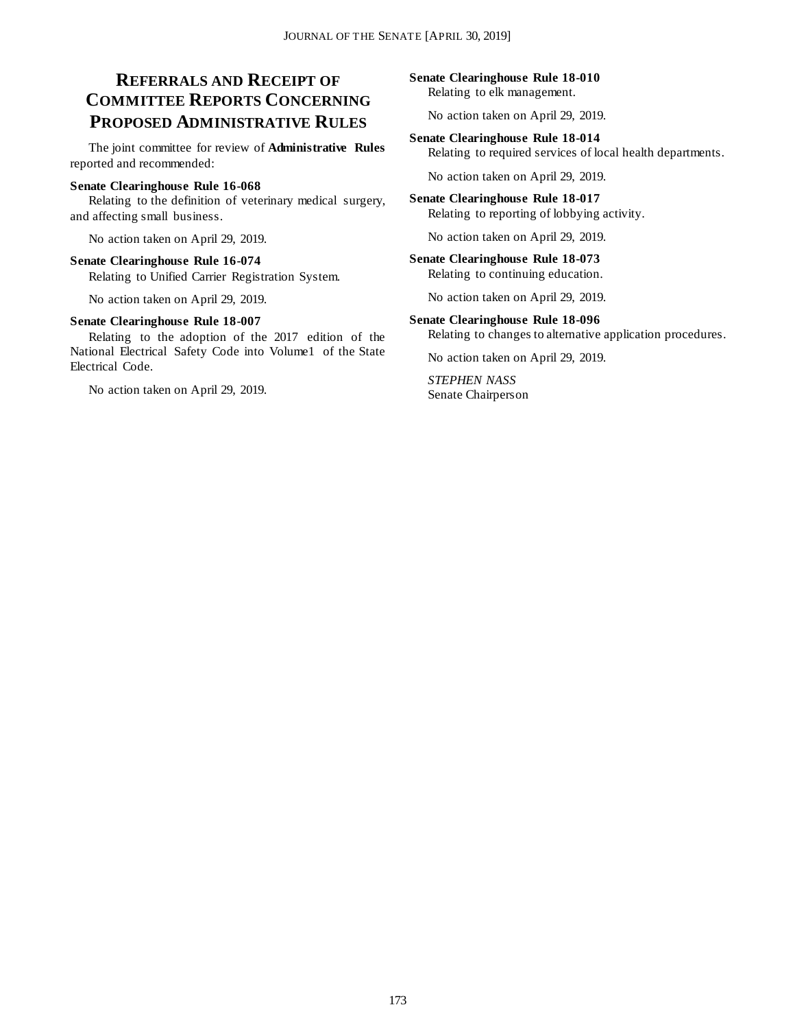# Referrals and Receipt of Committee Reports Concerning Proposed Administrative Rules

The joint committee for review of **Administrative Rules** reported and recommended:

**Senate Clearinghouse Rule 16-068**

Relating to the definition of veterinary medical surgery, and affecting small business.

No action taken on April 29, 2019.

**Senate Clearinghouse Rule 16-074**

Relating to Unified Carrier Registration System.

No action taken on April 29, 2019.

**Senate Clearinghouse Rule 18-007**

Relating to the adoption of the 2017 edition of the National Electrical Safety Code into Volume1 of the State Electrical Code.

No action taken on April 29, 2019.

**Senate Clearinghouse Rule 18-010**

Relating to elk management.

No action taken on April 29, 2019.

**Senate Clearinghouse Rule 18-014**

Relating to required services of local health departments.

No action taken on April 29, 2019.

**Senate Clearinghouse Rule 18-017**

Relating to reporting of lobbying activity.

No action taken on April 29, 2019.

**Senate Clearinghouse Rule 18-073**

Relating to continuing education.

No action taken on April 29, 2019.

**Senate Clearinghouse Rule 18-096**

Relating to changes to alternative application procedures.

No action taken on April 29, 2019.

*STEPHEN NASS*
Senate Chairperson